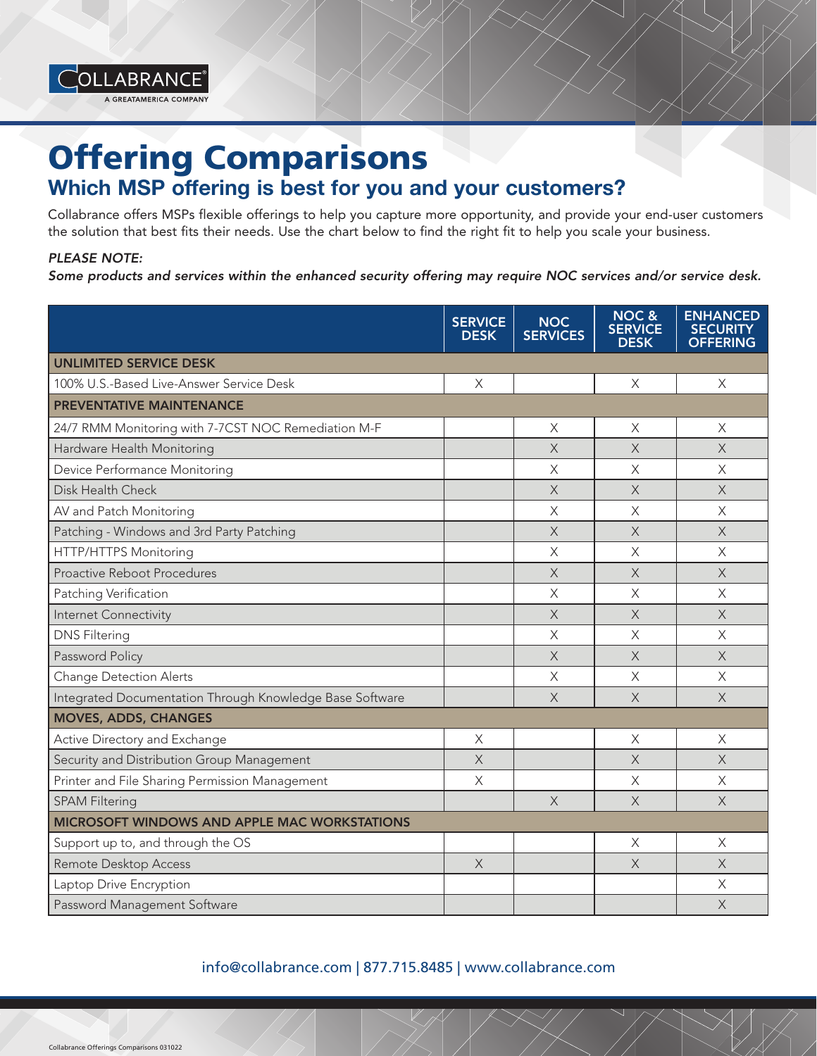COLLABRANCE®
A GREATAMERICA COMPANY

# Offering Comparisons

## Which MSP offering is best for you and your customers?

Collabrance offers MSPs flexible offerings to help you capture more opportunity, and provide your end-user customers the solution that best fits their needs. Use the chart below to find the right fit to help you scale your business.

*PLEASE NOTE:*
*Some products and services within the enhanced security offering may require NOC services and/or service desk.*

| | SERVICE DESK | NOC SERVICES | NOC & SERVICE DESK | ENHANCED SECURITY OFFERING |
|---|---|---|---|---|
| **UNLIMITED SERVICE DESK** | | | | |
| 100% U.S.-Based Live-Answer Service Desk | X | | X | X |
| **PREVENTATIVE MAINTENANCE** | | | | |
| 24/7 RMM Monitoring with 7-7CST NOC Remediation M-F | | X | X | X |
| Hardware Health Monitoring | | X | X | X |
| Device Performance Monitoring | | X | X | X |
| Disk Health Check | | X | X | X |
| AV and Patch Monitoring | | X | X | X |
| Patching - Windows and 3rd Party Patching | | X | X | X |
| HTTP/HTTPS Monitoring | | X | X | X |
| Proactive Reboot Procedures | | X | X | X |
| Patching Verification | | X | X | X |
| Internet Connectivity | | X | X | X |
| DNS Filtering | | X | X | X |
| Password Policy | | X | X | X |
| Change Detection Alerts | | X | X | X |
| Integrated Documentation Through Knowledge Base Software | | X | X | X |
| **MOVES, ADDS, CHANGES** | | | | |
| Active Directory and Exchange | X | | X | X |
| Security and Distribution Group Management | X | | X | X |
| Printer and File Sharing Permission Management | X | | X | X |
| SPAM Filtering | | X | X | X |
| **MICROSOFT WINDOWS AND APPLE MAC WORKSTATIONS** | | | | |
| Support up to, and through the OS | | | X | X |
| Remote Desktop Access | X | | X | X |
| Laptop Drive Encryption | | | | X |
| Password Management Software | | | | X |

info@collabrance.com | 877.715.8485 | www.collabrance.com

Collabrance Offerings Comparisons 031022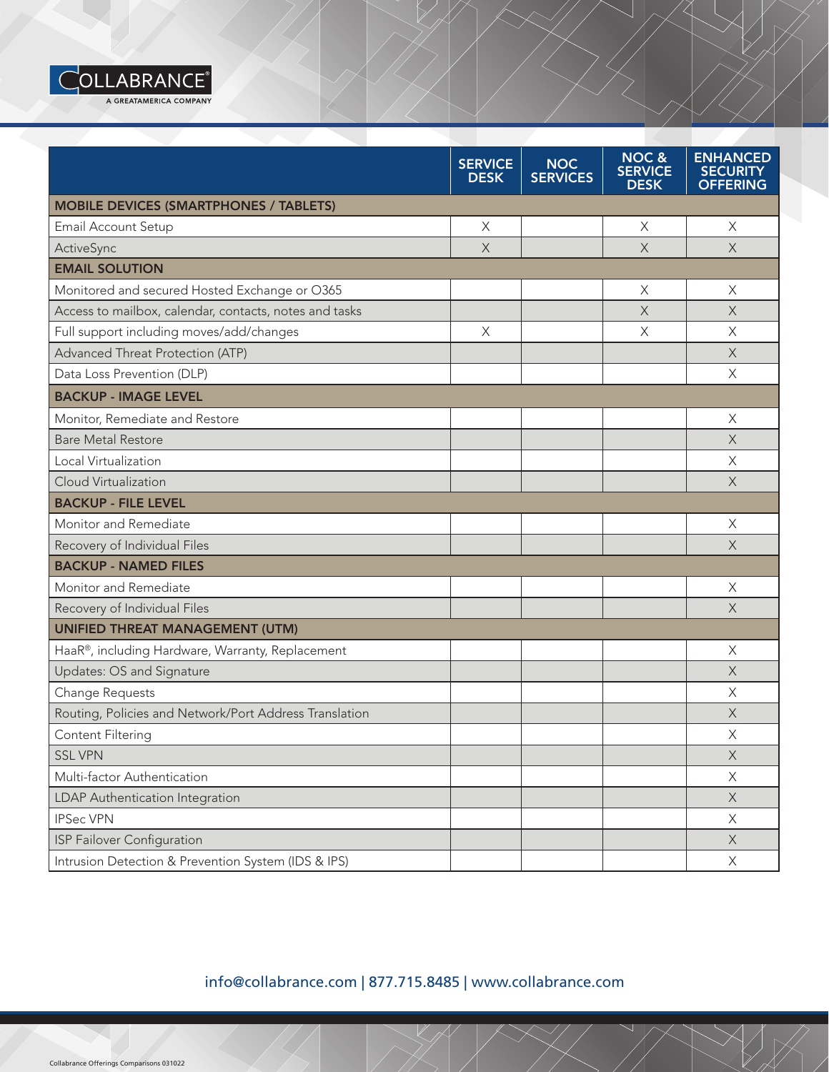| | SERVICE DESK | NOC SERVICES | NOC & SERVICE DESK | ENHANCED SECURITY OFFERING |
|---|---|---|---|---|
| **MOBILE DEVICES (SMARTPHONES / TABLETS)** | | | | |
| Email Account Setup | X | | X | X |
| ActiveSync | X | | X | X |
| **EMAIL SOLUTION** | | | | |
| Monitored and secured Hosted Exchange or O365 | | | X | X |
| Access to mailbox, calendar, contacts, notes and tasks | | | X | X |
| Full support including moves/add/changes | X | | X | X |
| Advanced Threat Protection (ATP) | | | | X |
| Data Loss Prevention (DLP) | | | | X |
| **BACKUP - IMAGE LEVEL** | | | | |
| Monitor, Remediate and Restore | | | | X |
| Bare Metal Restore | | | | X |
| Local Virtualization | | | | X |
| Cloud Virtualization | | | | X |
| **BACKUP - FILE LEVEL** | | | | |
| Monitor and Remediate | | | | X |
| Recovery of Individual Files | | | | X |
| **BACKUP - NAMED FILES** | | | | |
| Monitor and Remediate | | | | X |
| Recovery of Individual Files | | | | X |
| **UNIFIED THREAT MANAGEMENT (UTM)** | | | | |
| HaaR®, including Hardware, Warranty, Replacement | | | | X |
| Updates: OS and Signature | | | | X |
| Change Requests | | | | X |
| Routing, Policies and Network/Port Address Translation | | | | X |
| Content Filtering | | | | X |
| SSL VPN | | | | X |
| Multi-factor Authentication | | | | X |
| LDAP Authentication Integration | | | | X |
| IPSec VPN | | | | X |
| ISP Failover Configuration | | | | X |
| Intrusion Detection & Prevention System (IDS & IPS) | | | | X |

info@collabrance.com | 877.715.8485 | www.collabrance.com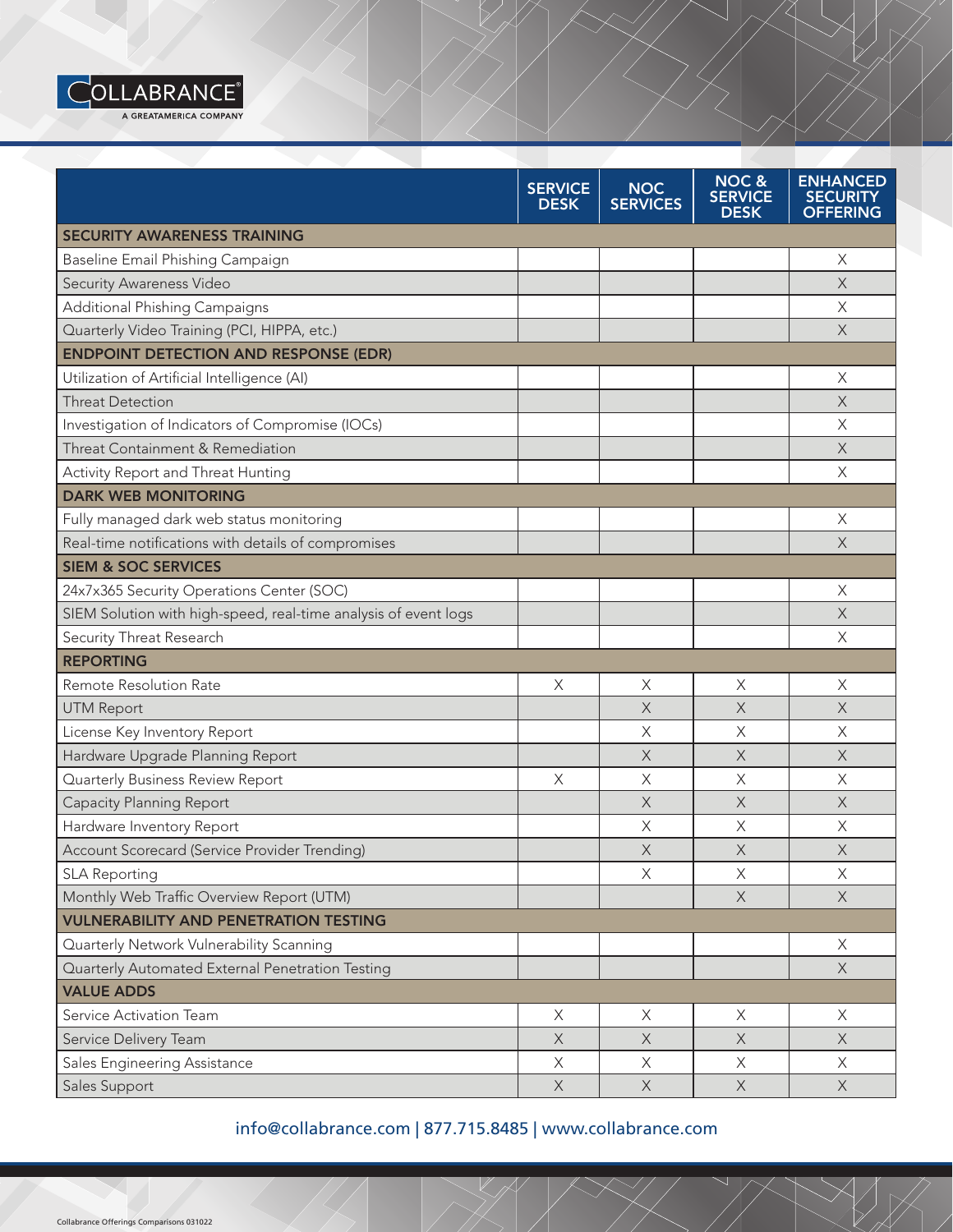| | SERVICE DESK | NOC SERVICES | NOC & SERVICE DESK | ENHANCED SECURITY OFFERING |
|---|---|---|---|---|
| **SECURITY AWARENESS TRAINING** | | | | |
| Baseline Email Phishing Campaign | | | | X |
| Security Awareness Video | | | | X |
| Additional Phishing Campaigns | | | | X |
| Quarterly Video Training (PCI, HIPPA, etc.) | | | | X |
| **ENDPOINT DETECTION AND RESPONSE (EDR)** | | | | |
| Utilization of Artificial Intelligence (AI) | | | | X |
| Threat Detection | | | | X |
| Investigation of Indicators of Compromise (IOCs) | | | | X |
| Threat Containment & Remediation | | | | X |
| Activity Report and Threat Hunting | | | | X |
| **DARK WEB MONITORING** | | | | |
| Fully managed dark web status monitoring | | | | X |
| Real-time notifications with details of compromises | | | | X |
| **SIEM & SOC SERVICES** | | | | |
| 24x7x365 Security Operations Center (SOC) | | | | X |
| SIEM Solution with high-speed, real-time analysis of event logs | | | | X |
| Security Threat Research | | | | X |
| **REPORTING** | | | | |
| Remote Resolution Rate | X | X | X | X |
| UTM Report | | X | X | X |
| License Key Inventory Report | | X | X | X |
| Hardware Upgrade Planning Report | | X | X | X |
| Quarterly Business Review Report | X | X | X | X |
| Capacity Planning Report | | X | X | X |
| Hardware Inventory Report | | X | X | X |
| Account Scorecard (Service Provider Trending) | | X | X | X |
| SLA Reporting | | X | X | X |
| Monthly Web Traffic Overview Report (UTM) | | | X | X |
| **VULNERABILITY AND PENETRATION TESTING** | | | | |
| Quarterly Network Vulnerability Scanning | | | | X |
| Quarterly Automated External Penetration Testing | | | | X |
| **VALUE ADDS** | | | | |
| Service Activation Team | X | X | X | X |
| Service Delivery Team | X | X | X | X |
| Sales Engineering Assistance | X | X | X | X |
| Sales Support | X | X | X | X |

info@collabrance.com | 877.715.8485 | www.collabrance.com